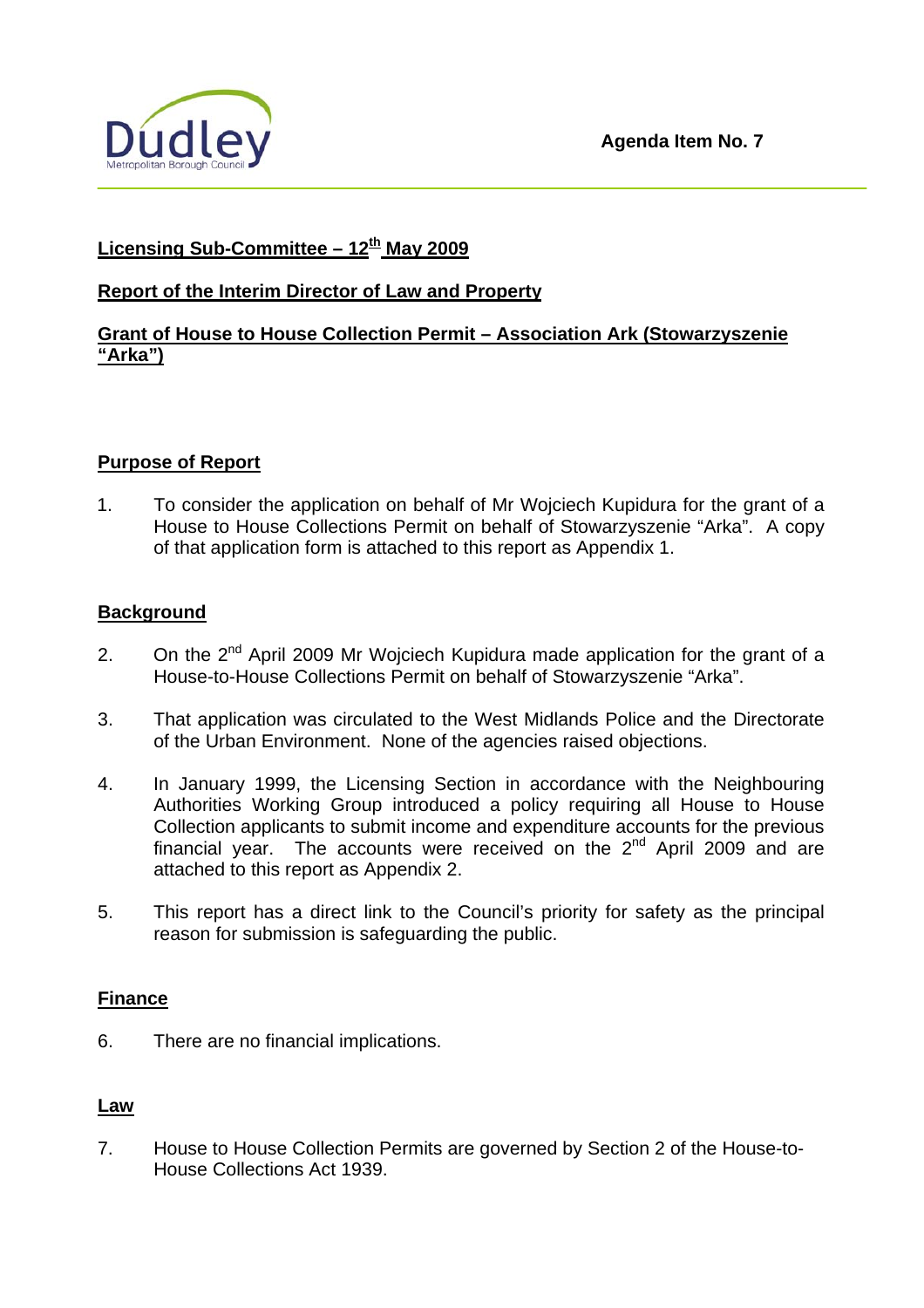Agenda Item No. 7

**Licensing Sub-Committee – 12th May 2009**

**Report of the Interim Director of Law and Property**

**Grant of House to House Collection Permit – Association Ark (Stowarzyszenie "Arka")**

## Purpose of Report

1. To consider the application on behalf of Mr Wojciech Kupidura for the grant of a House to House Collections Permit on behalf of Stowarzyszenie "Arka". A copy of that application form is attached to this report as Appendix 1.

## Background

2. On the 2nd April 2009 Mr Wojciech Kupidura made application for the grant of a House-to-House Collections Permit on behalf of Stowarzyszenie "Arka".

3. That application was circulated to the West Midlands Police and the Directorate of the Urban Environment. None of the agencies raised objections.

4. In January 1999, the Licensing Section in accordance with the Neighbouring Authorities Working Group introduced a policy requiring all House to House Collection applicants to submit income and expenditure accounts for the previous financial year. The accounts were received on the 2nd April 2009 and are attached to this report as Appendix 2.

5. This report has a direct link to the Council's priority for safety as the principal reason for submission is safeguarding the public.

## Finance

6. There are no financial implications.

## Law

7. House to House Collection Permits are governed by Section 2 of the House-to-House Collections Act 1939.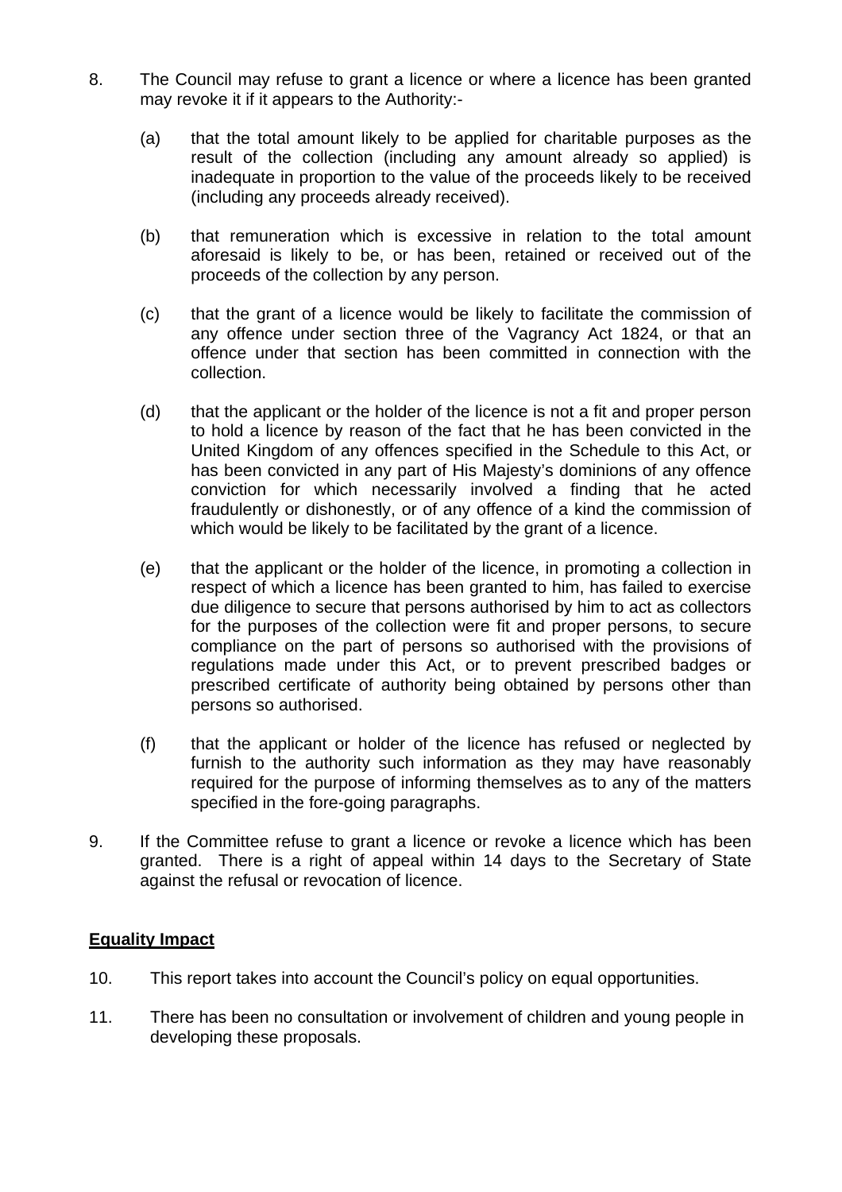8. The Council may refuse to grant a licence or where a licence has been granted may revoke it if it appears to the Authority:-

   (a) that the total amount likely to be applied for charitable purposes as the result of the collection (including any amount already so applied) is inadequate in proportion to the value of the proceeds likely to be received (including any proceeds already received).

   (b) that remuneration which is excessive in relation to the total amount aforesaid is likely to be, or has been, retained or received out of the proceeds of the collection by any person.

   (c) that the grant of a licence would be likely to facilitate the commission of any offence under section three of the Vagrancy Act 1824, or that an offence under that section has been committed in connection with the collection.

   (d) that the applicant or the holder of the licence is not a fit and proper person to hold a licence by reason of the fact that he has been convicted in the United Kingdom of any offences specified in the Schedule to this Act, or has been convicted in any part of His Majesty's dominions of any offence conviction for which necessarily involved a finding that he acted fraudulently or dishonestly, or of any offence of a kind the commission of which would be likely to be facilitated by the grant of a licence.

   (e) that the applicant or the holder of the licence, in promoting a collection in respect of which a licence has been granted to him, has failed to exercise due diligence to secure that persons authorised by him to act as collectors for the purposes of the collection were fit and proper persons, to secure compliance on the part of persons so authorised with the provisions of regulations made under this Act, or to prevent prescribed badges or prescribed certificate of authority being obtained by persons other than persons so authorised.

   (f) that the applicant or holder of the licence has refused or neglected by furnish to the authority such information as they may have reasonably required for the purpose of informing themselves as to any of the matters specified in the fore-going paragraphs.

9. If the Committee refuse to grant a licence or revoke a licence which has been granted. There is a right of appeal within 14 days to the Secretary of State against the refusal or revocation of licence.

**Equality Impact**

10. This report takes into account the Council's policy on equal opportunities.

11. There has been no consultation or involvement of children and young people in developing these proposals.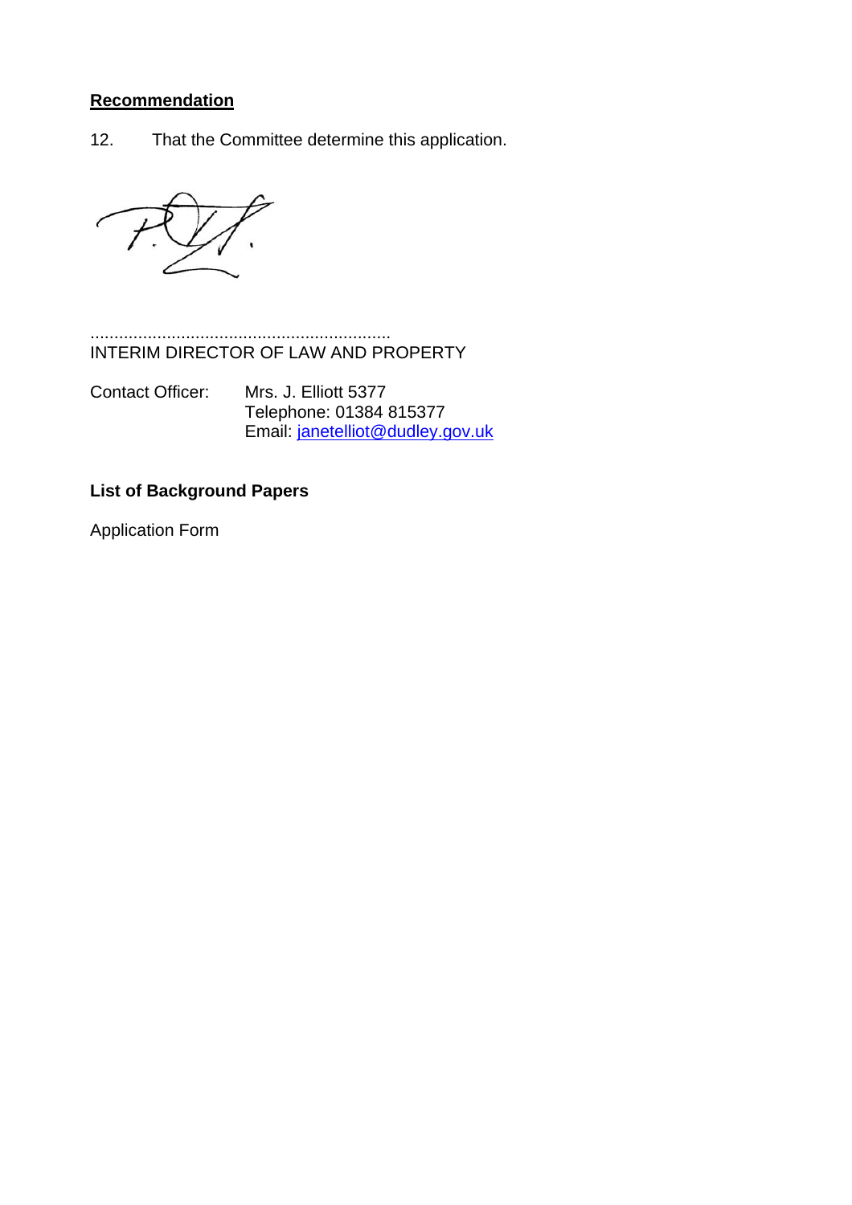**Recommendation**

12. That the Committee determine this application.

...............................................................
INTERIM DIRECTOR OF LAW AND PROPERTY

Contact Officer: Mrs. J. Elliott 5377
Telephone: 01384 815377
Email: janetelliot@dudley.gov.uk

**List of Background Papers**

Application Form